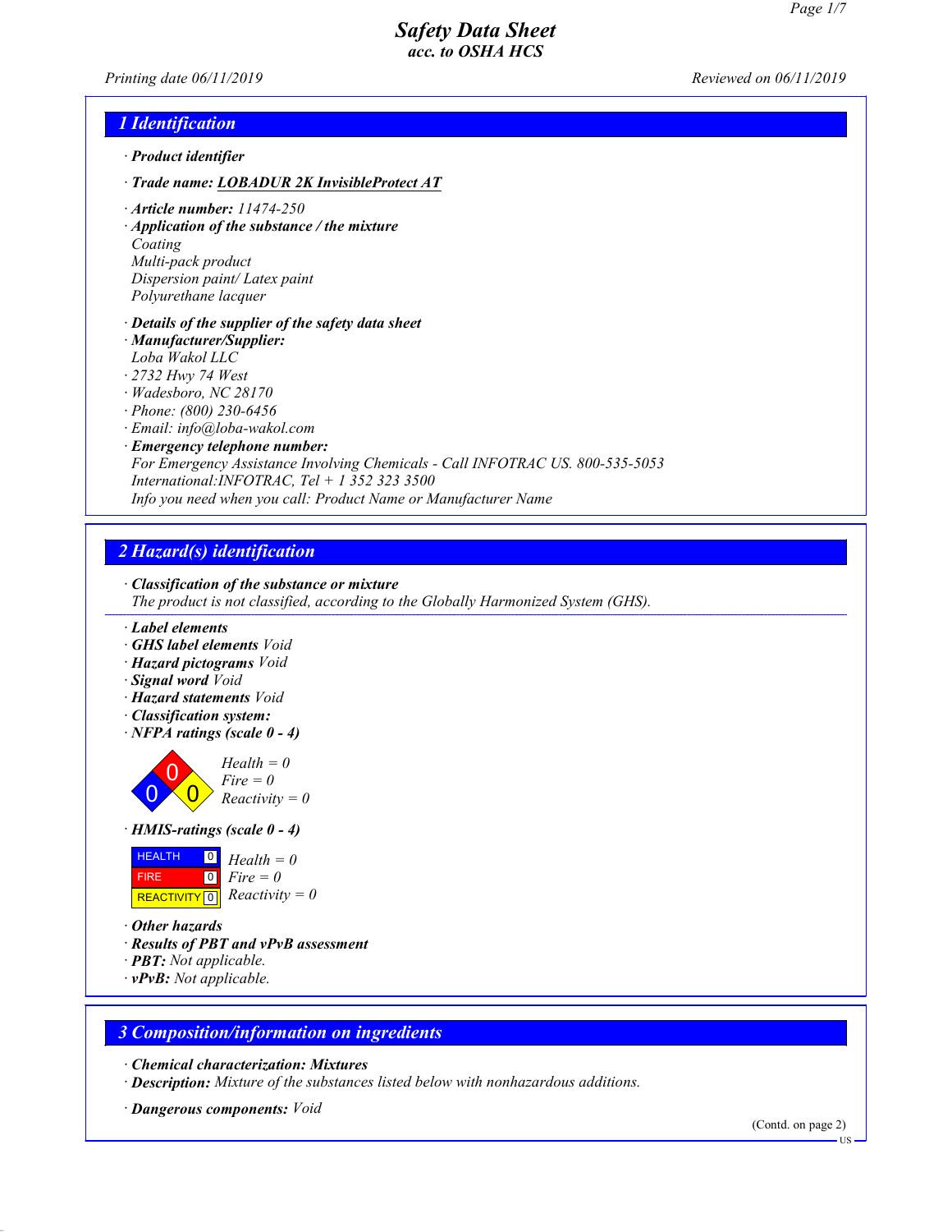# Safety Data Sheet
*acc. to OSHA HCS*

*Printing date 06/11/2019* *Reviewed on 06/11/2019*

## 1 Identification

· **Product identifier**

· **Trade name: LOBADUR 2K InvisibleProtect AT**

· **Article number:** 11474-250
· **Application of the substance / the mixture**
Coating
Multi-pack product
Dispersion paint/ Latex paint
Polyurethane lacquer

· **Details of the supplier of the safety data sheet**
· **Manufacturer/Supplier:**
Loba Wakol LLC
· 2732 Hwy 74 West
· Wadesboro, NC 28170
· Phone: (800) 230-6456
· Email: info@loba-wakol.com
· **Emergency telephone number:**
For Emergency Assistance Involving Chemicals - Call INFOTRAC US. 800-535-5053
International:INFOTRAC, Tel + 1 352 323 3500
Info you need when you call: Product Name or Manufacturer Name

## 2 Hazard(s) identification

· **Classification of the substance or mixture**
The product is not classified, according to the Globally Harmonized System (GHS).

· **Label elements**
· **GHS label elements** Void
· **Hazard pictograms** Void
· **Signal word** Void
· **Hazard statements** Void
· **Classification system:**
· **NFPA ratings (scale 0 - 4)**

Health = 0
Fire = 0
Reactivity = 0

· **HMIS-ratings (scale 0 - 4)**

| HEALTH | 0 | Health = 0 |
|---|---|---|
| FIRE | 0 | Fire = 0 |
| REACTIVITY | 0 | Reactivity = 0 |

· **Other hazards**
· **Results of PBT and vPvB assessment**
· **PBT:** Not applicable.
· **vPvB:** Not applicable.

## 3 Composition/information on ingredients

· **Chemical characterization: Mixtures**
· **Description:** Mixture of the substances listed below with nonhazardous additions.

· **Dangerous components:** Void

(Contd. on page 2)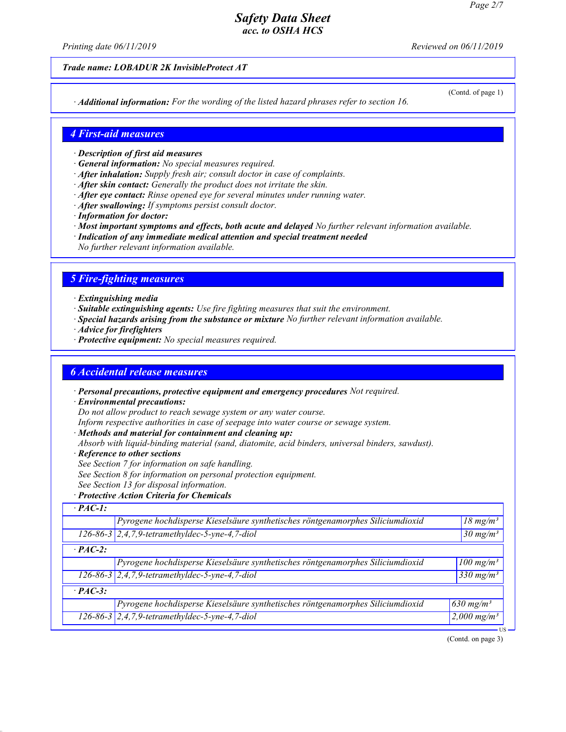**Trade name: LOBADUR 2K InvisibleProtect AT**

(Contd. of page 1)

· **Additional information:** For the wording of the listed hazard phrases refer to section 16.

## 4 First-aid measures

· **Description of first aid measures**
· **General information:** No special measures required.
· **After inhalation:** Supply fresh air; consult doctor in case of complaints.
· **After skin contact:** Generally the product does not irritate the skin.
· **After eye contact:** Rinse opened eye for several minutes under running water.
· **After swallowing:** If symptoms persist consult doctor.
· **Information for doctor:**
· **Most important symptoms and effects, both acute and delayed** No further relevant information available.
· **Indication of any immediate medical attention and special treatment needed**
No further relevant information available.

## 5 Fire-fighting measures

· **Extinguishing media**
· **Suitable extinguishing agents:** Use fire fighting measures that suit the environment.
· **Special hazards arising from the substance or mixture** No further relevant information available.
· **Advice for firefighters**
· **Protective equipment:** No special measures required.

## 6 Accidental release measures

· **Personal precautions, protective equipment and emergency procedures** Not required.
· **Environmental precautions:**
Do not allow product to reach sewage system or any water course.
Inform respective authorities in case of seepage into water course or sewage system.
· **Methods and material for containment and cleaning up:**
Absorb with liquid-binding material (sand, diatomite, acid binders, universal binders, sawdust).
· **Reference to other sections**
See Section 7 for information on safe handling.
See Section 8 for information on personal protection equipment.
See Section 13 for disposal information.
· **Protective Action Criteria for Chemicals**

| · **PAC-1:** | | |
|---|---|---|
| | Pyrogene hochdisperse Kieselsäure synthetisches röntgenamorphes Siliciumdioxid | 18 mg/m³ |
| 126-86-3 | 2,4,7,9-tetramethyldec-5-yne-4,7-diol | 30 mg/m³ |
| · **PAC-2:** | | |
| | Pyrogene hochdisperse Kieselsäure synthetisches röntgenamorphes Siliciumdioxid | 100 mg/m³ |
| 126-86-3 | 2,4,7,9-tetramethyldec-5-yne-4,7-diol | 330 mg/m³ |
| · **PAC-3:** | | |
| | Pyrogene hochdisperse Kieselsäure synthetisches röntgenamorphes Siliciumdioxid | 630 mg/m³ |
| 126-86-3 | 2,4,7,9-tetramethyldec-5-yne-4,7-diol | 2,000 mg/m³ |

(Contd. on page 3)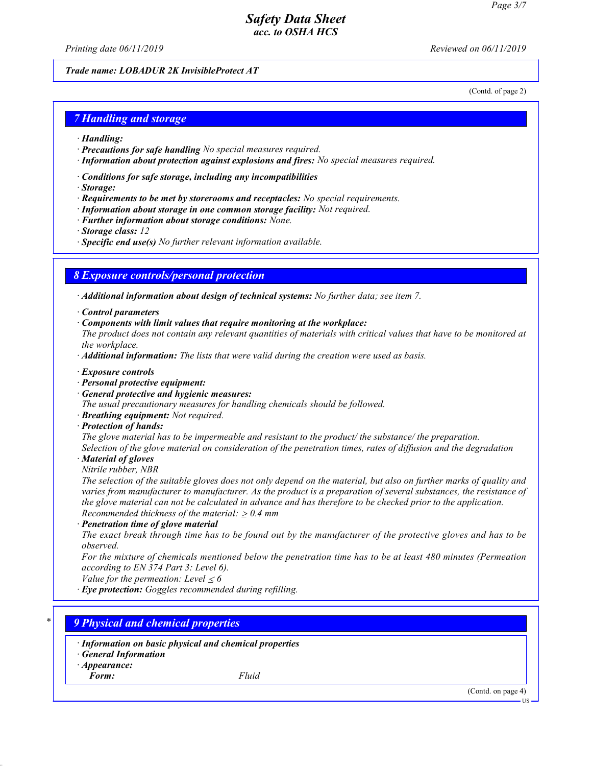*Trade name: LOBADUR 2K InvisibleProtect AT*

(Contd. of page 2)

## 7 Handling and storage

· **Handling:**
· **Precautions for safe handling** *No special measures required.*
· **Information about protection against explosions and fires:** *No special measures required.*

· **Conditions for safe storage, including any incompatibilities**
· **Storage:**
· **Requirements to be met by storerooms and receptacles:** *No special requirements.*
· **Information about storage in one common storage facility:** *Not required.*
· **Further information about storage conditions:** *None.*
· **Storage class:** *12*
· **Specific end use(s)** *No further relevant information available.*

## 8 Exposure controls/personal protection

· **Additional information about design of technical systems:** *No further data; see item 7.*

· **Control parameters**
· **Components with limit values that require monitoring at the workplace:**
*The product does not contain any relevant quantities of materials with critical values that have to be monitored at the workplace.*
· **Additional information:** *The lists that were valid during the creation were used as basis.*

· **Exposure controls**
· **Personal protective equipment:**
· **General protective and hygienic measures:**
*The usual precautionary measures for handling chemicals should be followed.*
· **Breathing equipment:** *Not required.*
· **Protection of hands:**
*The glove material has to be impermeable and resistant to the product/ the substance/ the preparation.*
*Selection of the glove material on consideration of the penetration times, rates of diffusion and the degradation*
· **Material of gloves**
*Nitrile rubber, NBR*
*The selection of the suitable gloves does not only depend on the material, but also on further marks of quality and varies from manufacturer to manufacturer. As the product is a preparation of several substances, the resistance of the glove material can not be calculated in advance and has therefore to be checked prior to the application.*
*Recommended thickness of the material: $\geq$ 0.4 mm*
· **Penetration time of glove material**
*The exact break through time has to be found out by the manufacturer of the protective gloves and has to be observed.*
*For the mixture of chemicals mentioned below the penetration time has to be at least 480 minutes (Permeation according to EN 374 Part 3: Level 6).*
*Value for the permeation: Level $\leq$ 6*
· **Eye protection:** *Goggles recommended during refilling.*

## * 9 Physical and chemical properties

· **Information on basic physical and chemical properties**
· **General Information**
· **Appearance:**

| | |
|---|---|
| **Form:** | *Fluid* |

(Contd. on page 4)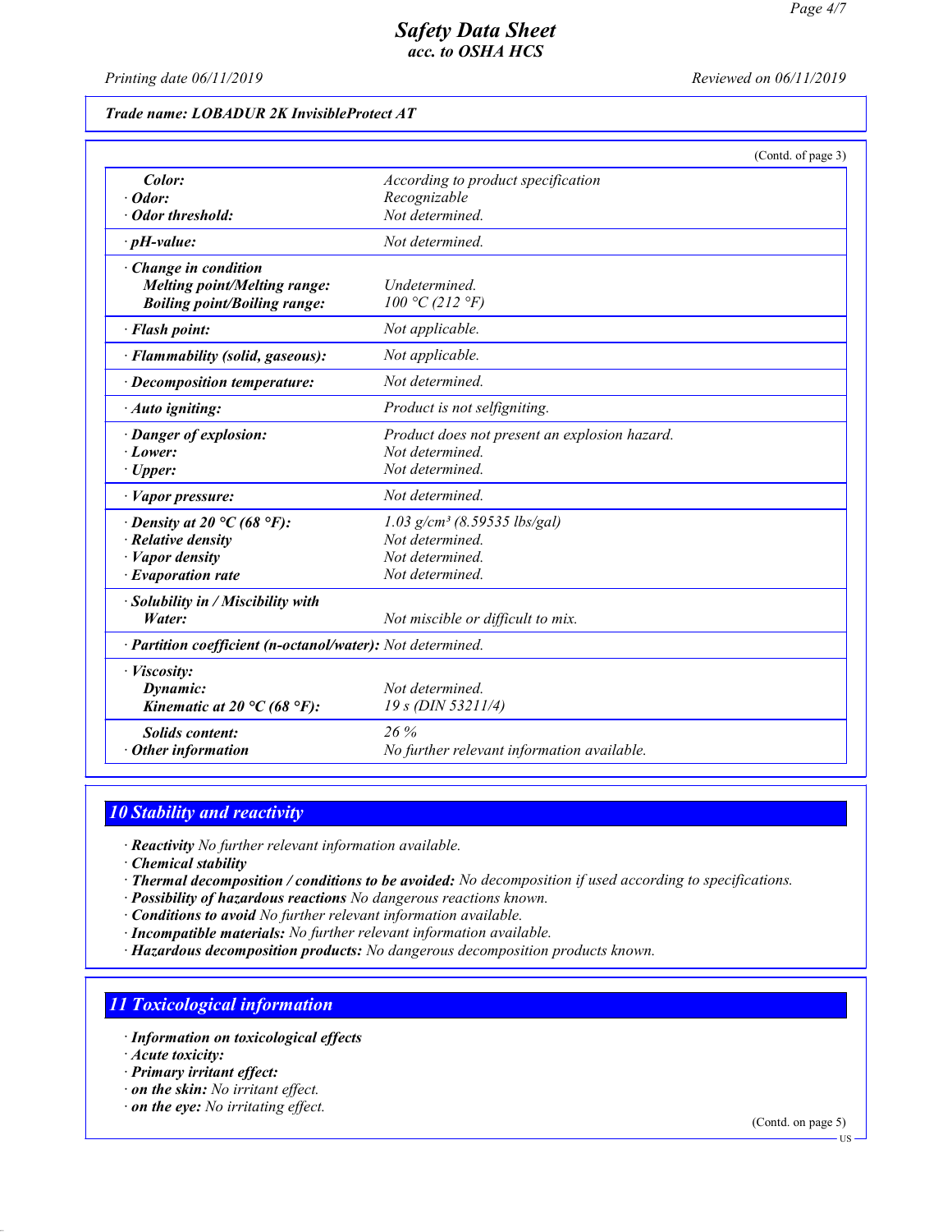**Trade name: LOBADUR 2K InvisibleProtect AT**

(Contd. of page 3)

| | |
|---|---|
| **Color:** | According to product specification |
| **· Odor:** | Recognizable |
| **· Odor threshold:** | Not determined. |
| **· pH-value:** | Not determined. |
| **· Change in condition** | |
| **Melting point/Melting range:** | Undetermined. |
| **Boiling point/Boiling range:** | 100 °C (212 °F) |
| **· Flash point:** | Not applicable. |
| **· Flammability (solid, gaseous):** | Not applicable. |
| **· Decomposition temperature:** | Not determined. |
| **· Auto igniting:** | Product is not selfigniting. |
| **· Danger of explosion:** | Product does not present an explosion hazard. |
| **· Lower:** | Not determined. |
| **· Upper:** | Not determined. |
| **· Vapor pressure:** | Not determined. |
| **· Density at 20 °C (68 °F):** | 1.03 g/cm³ (8.59535 lbs/gal) |
| **· Relative density** | Not determined. |
| **· Vapor density** | Not determined. |
| **· Evaporation rate** | Not determined. |
| **· Solubility in / Miscibility with** | |
| **Water:** | Not miscible or difficult to mix. |
| **· Partition coefficient (n-octanol/water):** | Not determined. |
| **· Viscosity:** | |
| **Dynamic:** | Not determined. |
| **Kinematic at 20 °C (68 °F):** | 19 s (DIN 53211/4) |
| **Solids content:** | 26 % |
| **· Other information** | No further relevant information available. |

## 10 Stability and reactivity

- **Reactivity** No further relevant information available.
- **Chemical stability**
- **Thermal decomposition / conditions to be avoided:** No decomposition if used according to specifications.
- **Possibility of hazardous reactions** No dangerous reactions known.
- **Conditions to avoid** No further relevant information available.
- **Incompatible materials:** No further relevant information available.
- **Hazardous decomposition products:** No dangerous decomposition products known.

## 11 Toxicological information

- **Information on toxicological effects**
- **Acute toxicity:**
- **Primary irritant effect:**
- **on the skin:** No irritant effect.
- **on the eye:** No irritating effect.

(Contd. on page 5)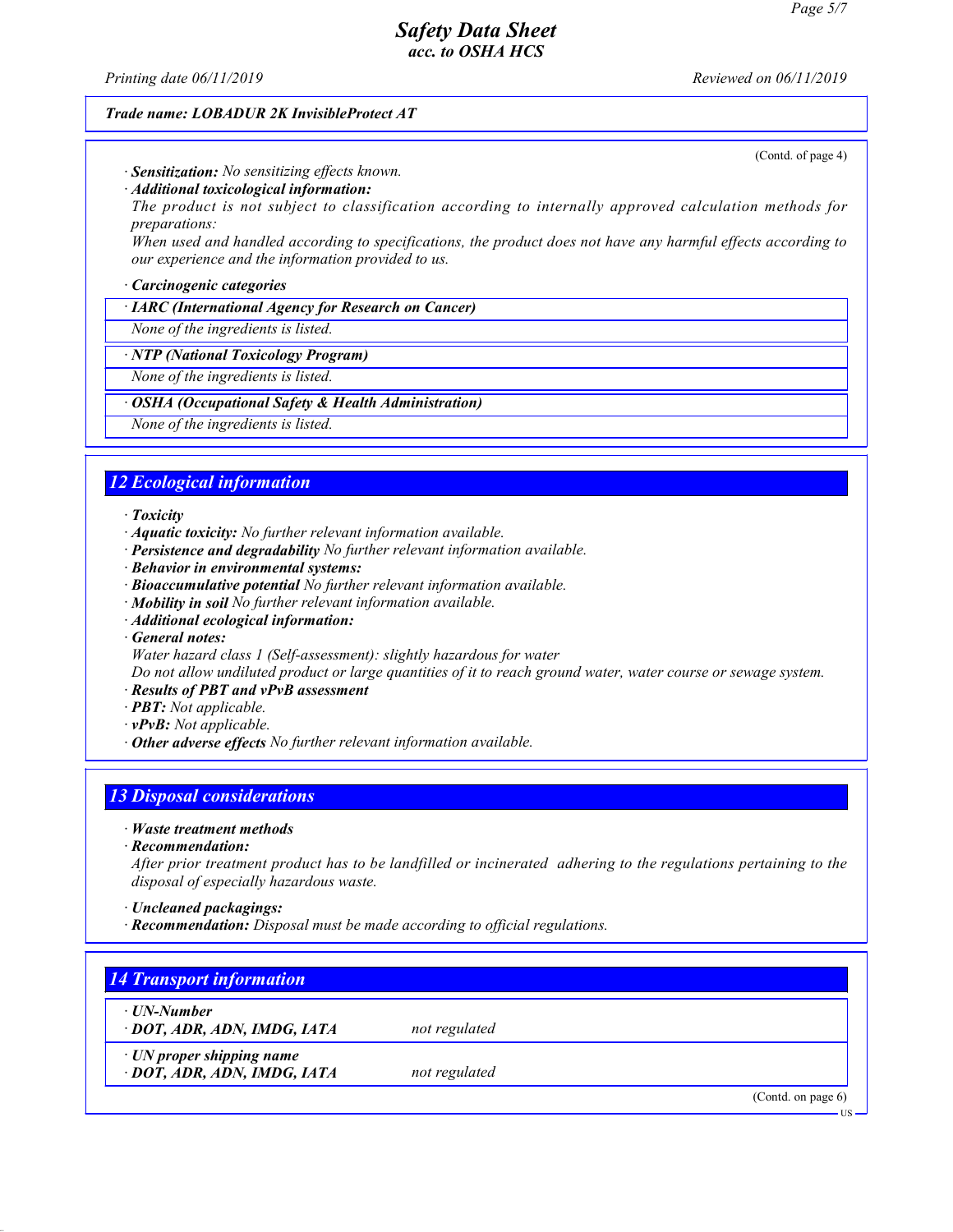**Trade name: LOBADUR 2K InvisibleProtect AT**

(Contd. of page 4)

· **Sensitization:** No sensitizing effects known.

· **Additional toxicological information:**

The product is not subject to classification according to internally approved calculation methods for preparations:

When used and handled according to specifications, the product does not have any harmful effects according to our experience and the information provided to us.

· **Carcinogenic categories**

· **IARC (International Agency for Research on Cancer)**

None of the ingredients is listed.

· **NTP (National Toxicology Program)**

None of the ingredients is listed.

· **OSHA (Occupational Safety & Health Administration)**

None of the ingredients is listed.

## 12 Ecological information

· **Toxicity**
· **Aquatic toxicity:** No further relevant information available.
· **Persistence and degradability** No further relevant information available.
· **Behavior in environmental systems:**
· **Bioaccumulative potential** No further relevant information available.
· **Mobility in soil** No further relevant information available.
· **Additional ecological information:**
· **General notes:**

Water hazard class 1 (Self-assessment): slightly hazardous for water

Do not allow undiluted product or large quantities of it to reach ground water, water course or sewage system.

· **Results of PBT and vPvB assessment**
· **PBT:** Not applicable.
· **vPvB:** Not applicable.
· **Other adverse effects** No further relevant information available.

## 13 Disposal considerations

· **Waste treatment methods**
· **Recommendation:**

After prior treatment product has to be landfilled or incinerated adhering to the regulations pertaining to the disposal of especially hazardous waste.

· **Uncleaned packagings:**
· **Recommendation:** Disposal must be made according to official regulations.

## 14 Transport information

| | |
|---|---|
| · **UN-Number** | |
| · **DOT, ADR, ADN, IMDG, IATA** | not regulated |
| · **UN proper shipping name** | |
| · **DOT, ADR, ADN, IMDG, IATA** | not regulated |

(Contd. on page 6)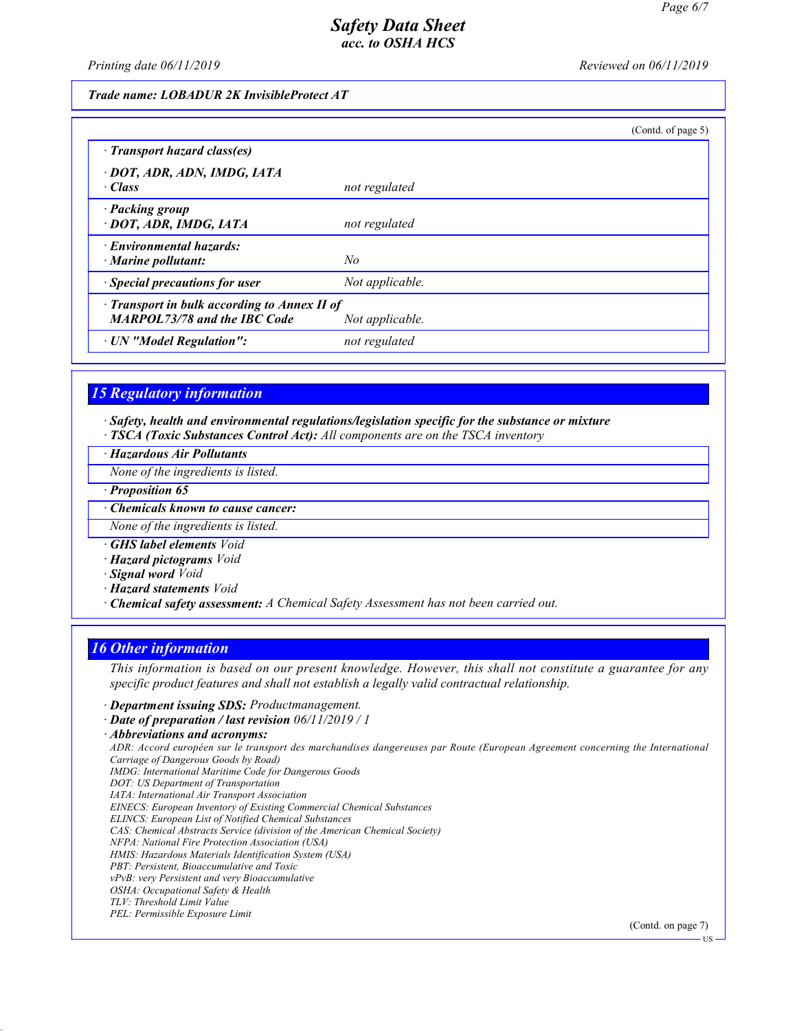*Trade name: LOBADUR 2K InvisibleProtect AT*

(Contd. of page 5)

| · **Transport hazard class(es)** | |
|---|---|
| · **DOT, ADR, ADN, IMDG, IATA** | |
| · **Class** | not regulated |
| · **Packing group** | |
| · **DOT, ADR, IMDG, IATA** | not regulated |
| · **Environmental hazards:** | |
| · **Marine pollutant:** | No |
| · **Special precautions for user** | Not applicable. |
| · **Transport in bulk according to Annex II of MARPOL73/78 and the IBC Code** | Not applicable. |
| · **UN "Model Regulation":** | not regulated |

## 15 Regulatory information

· **Safety, health and environmental regulations/legislation specific for the substance or mixture**
· **TSCA (Toxic Substances Control Act):** All components are on the TSCA inventory

· **Hazardous Air Pollutants**

None of the ingredients is listed.

· **Proposition 65**

· **Chemicals known to cause cancer:**

None of the ingredients is listed.

· **GHS label elements** Void
· **Hazard pictograms** Void
· **Signal word** Void
· **Hazard statements** Void
· **Chemical safety assessment:** A Chemical Safety Assessment has not been carried out.

## 16 Other information

This information is based on our present knowledge. However, this shall not constitute a guarantee for any specific product features and shall not establish a legally valid contractual relationship.

· **Department issuing SDS:** Productmanagement.
· **Date of preparation / last revision** 06/11/2019 / 1
· **Abbreviations and acronyms:**

ADR: Accord européen sur le transport des marchandises dangereuses par Route (European Agreement concerning the International Carriage of Dangerous Goods by Road)
IMDG: International Maritime Code for Dangerous Goods
DOT: US Department of Transportation
IATA: International Air Transport Association
EINECS: European Inventory of Existing Commercial Chemical Substances
ELINCS: European List of Notified Chemical Substances
CAS: Chemical Abstracts Service (division of the American Chemical Society)
NFPA: National Fire Protection Association (USA)
HMIS: Hazardous Materials Identification System (USA)
PBT: Persistent, Bioaccumulative and Toxic
vPvB: very Persistent and very Bioaccumulative
OSHA: Occupational Safety & Health
TLV: Threshold Limit Value
PEL: Permissible Exposure Limit

(Contd. on page 7)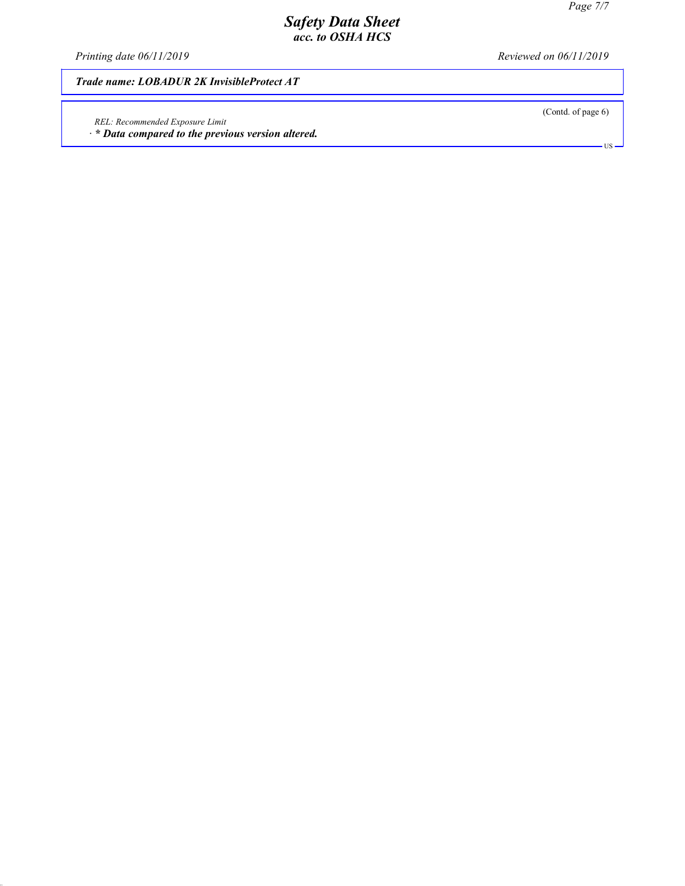*Trade name: LOBADUR 2K InvisibleProtect AT*

(Contd. of page 6)

*REL: Recommended Exposure Limit*

· ***\* Data compared to the previous version altered.***